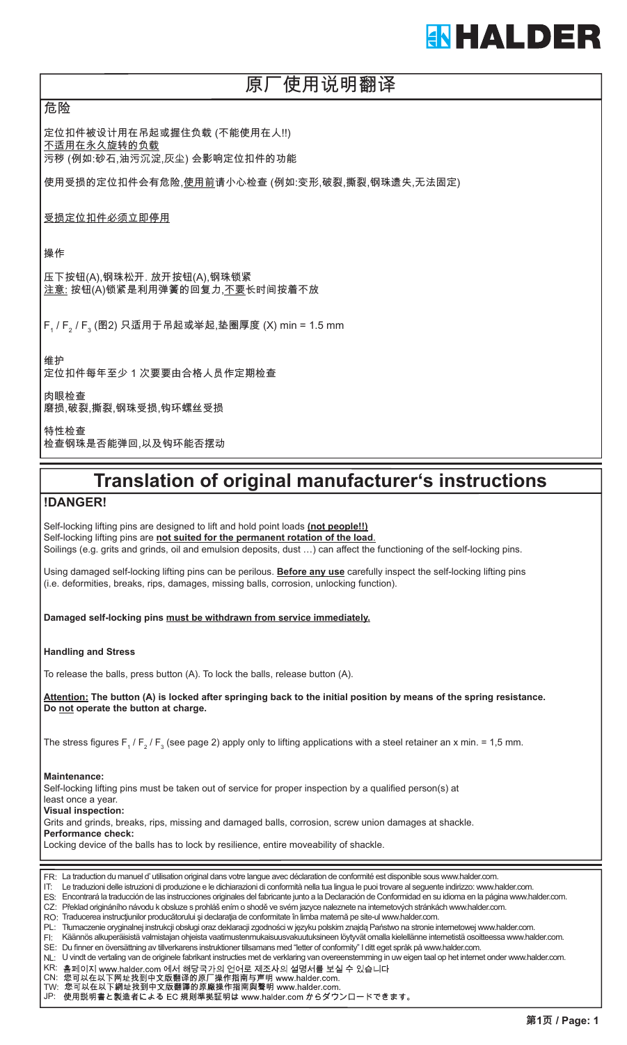# HALDER

## 原厂使用说明翻译

### 危险

定位扣件被设计用在吊起或握住负载 (不能使用在人!!)
不适用在永久旋转的负载
污秽 (例如:砂石,油污沉淀,灰尘) 会影响定位扣件的功能

使用受损的定位扣件会有危险,使用前请小心检查 (例如:变形,破裂,撕裂,钢珠遗失,无法固定)

受损定位扣件必须立即停用

操作

压下按钮(A),钢珠松开. 放开按钮(A),钢珠锁紧
注意: 按钮(A)锁紧是利用弹簧的回复力,不要长时间按着不放

$F_1$ / $F_2$ / $F_3$ (图2) 只适用于吊起或举起,垫圈厚度 (X) min = 1.5 mm

维护
定位扣件每年至少 1 次要要由合格人员作定期检查

肉眼检查
磨损,破裂,撕裂,钢珠受损,钩环螺丝受损

特性检查
检查钢珠是否能弹回,以及钩环能否摆动

## Translation of original manufacturer's instructions

### !DANGER!

Self-locking lifting pins are designed to lift and hold point loads **(not people!!)**
Self-locking lifting pins are **not suited for the permanent rotation of the load**.
Soilings (e.g. grits and grinds, oil and emulsion deposits, dust …) can affect the functioning of the self-locking pins.

Using damaged self-locking lifting pins can be perilous. **Before any use** carefully inspect the self-locking lifting pins (i.e. deformities, breaks, rips, damages, missing balls, corrosion, unlocking function).

**Damaged self-locking pins must be withdrawn from service immediately.**

**Handling and Stress**

To release the balls, press button (A). To lock the balls, release button (A).

**Attention: The button (A) is locked after springing back to the initial position by means of the spring resistance. Do not operate the button at charge.**

The stress figures $F_1$ / $F_2$ / $F_3$ (see page 2) apply only to lifting applications with a steel retainer an x min. = 1,5 mm.

**Maintenance:**
Self-locking lifting pins must be taken out of service for proper inspection by a qualified person(s) at least once a year.
**Visual inspection:**
Grits and grinds, breaks, rips, missing and damaged balls, corrosion, screw union damages at shackle.
**Performance check:**
Locking device of the balls has to lock by resilience, entire moveability of shackle.

FR: La traduction du manuel d' utilisation original dans votre langue avec déclaration de conformité est disponible sous www.halder.com.
IT: Le traduzioni delle istruzioni di produzione e le dichiarazioni di conformità nella tua lingua le puoi trovare al seguente indirizzo: www.halder.com.
ES: Encontrará la traducción de las instrucciones originales del fabricante junto a la Declaración de Conformidad en su idioma en la página www.halder.com.
CZ: Překlad originálního návodu k obsluze s prohlášením o shodě ve svém jazyce naleznete na internetových stránkách www.halder.com.
RO: Traducerea instrucţiunilor producătorului şi declaraţia de conformitate în limba maternă pe site-ul www.halder.com.
PL: Tłumaczenie oryginalnej instrukcji obsługi oraz deklaracji zgodności w języku polskim znajdą Państwo na stronie internetowej www.halder.com.
FI: Käännös alkuperäisistä valmistajan ohjeista vaatimustenmukaisuusvakuutuksineen löytyvät omalla kielellänne internetistä osoitteessa www.halder.com.
SE: Du finner en översättning av tillverkarens instruktioner tillsamans med "letter of conformity" I ditt eget språk på www.halder.com.
NL: U vindt de vertaling van de originele fabrikant instructies met de verklaring van overeenstemming in uw eigen taal op het internet onder www.halder.com.
KR: 홈페이지 www.halder.com 에서 해당국가의 언어로 제조사의 설명서를 보실 수 있습니다
CN: 您可以在以下网址找到中文版翻译的原厂操作指南与声明 www.halder.com.
TW: 您可以在以下網址找到中文版翻譯的原廠操作指南與聲明 www.halder.com.
JP: 使用説明書と製造者による EC 規則準拠証明は www.halder.com からダウンロードできます。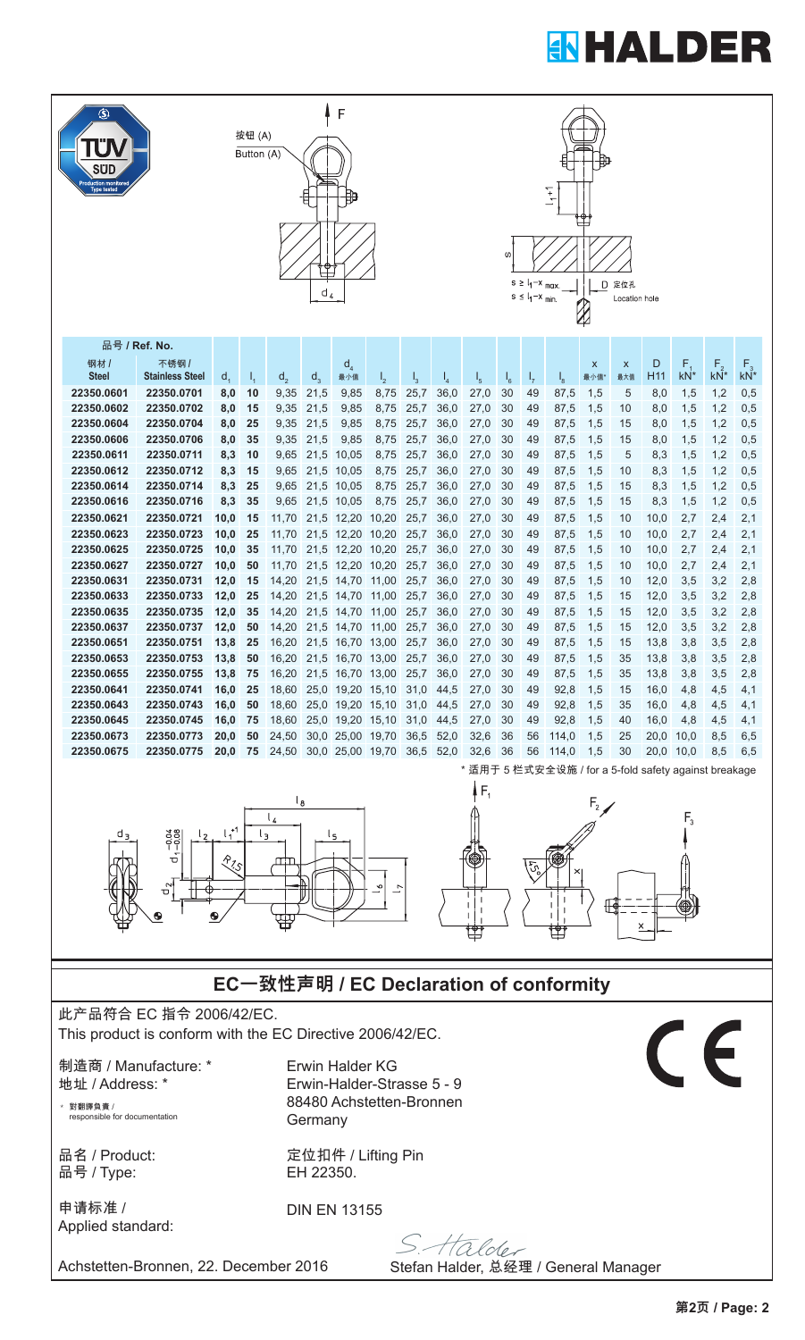按钮 (A)
Button (A)

F

$s \geq l_1 - x$ max.
$s \leq l_1 - x$ min.

D 定位孔
Location hole

| 品号 / Ref. No. | | | | | | | | | | | | | | | | | | | | |
|---|---|---|---|---|---|---|---|---|---|---|---|---|---|---|---|---|---|---|---|---|
| 钢材 / Steel | 不锈钢 / Stainless Steel | $d_1$ | $l_1$ | $d_2$ | $d_3$ | $d_4$ 最小值 | $l_2$ | $l_3$ | $l_4$ | $l_5$ | $l_6$ | $l_7$ | $l_8$ | x 最小值* | x 最大值 | D H11 | $F_1$ kN* | $F_2$ kN* | $F_3$ kN* |
| 22350.0601 | 22350.0701 | 8,0 | 10 | 9,35 | 21,5 | 9,85 | 8,75 | 25,7 | 36,0 | 27,0 | 30 | 49 | 87,5 | 1,5 | 5 | 8,0 | 1,5 | 1,2 | 0,5 |
| 22350.0602 | 22350.0702 | 8,0 | 15 | 9,35 | 21,5 | 9,85 | 8,75 | 25,7 | 36,0 | 27,0 | 30 | 49 | 87,5 | 1,5 | 10 | 8,0 | 1,5 | 1,2 | 0,5 |
| 22350.0604 | 22350.0704 | 8,0 | 25 | 9,35 | 21,5 | 9,85 | 8,75 | 25,7 | 36,0 | 27,0 | 30 | 49 | 87,5 | 1,5 | 15 | 8,0 | 1,5 | 1,2 | 0,5 |
| 22350.0606 | 22350.0706 | 8,0 | 35 | 9,35 | 21,5 | 9,85 | 8,75 | 25,7 | 36,0 | 27,0 | 30 | 49 | 87,5 | 1,5 | 15 | 8,0 | 1,5 | 1,2 | 0,5 |
| 22350.0611 | 22350.0711 | 8,3 | 10 | 9,65 | 21,5 | 10,05 | 8,75 | 25,7 | 36,0 | 27,0 | 30 | 49 | 87,5 | 1,5 | 5 | 8,3 | 1,5 | 1,2 | 0,5 |
| 22350.0612 | 22350.0712 | 8,3 | 15 | 9,65 | 21,5 | 10,05 | 8,75 | 25,7 | 36,0 | 27,0 | 30 | 49 | 87,5 | 1,5 | 10 | 8,3 | 1,5 | 1,2 | 0,5 |
| 22350.0614 | 22350.0714 | 8,3 | 25 | 9,65 | 21,5 | 10,05 | 8,75 | 25,7 | 36,0 | 27,0 | 30 | 49 | 87,5 | 1,5 | 15 | 8,3 | 1,5 | 1,2 | 0,5 |
| 22350.0616 | 22350.0716 | 8,3 | 35 | 9,65 | 21,5 | 10,05 | 8,75 | 25,7 | 36,0 | 27,0 | 30 | 49 | 87,5 | 1,5 | 15 | 8,3 | 1,5 | 1,2 | 0,5 |
| 22350.0621 | 22350.0721 | 10,0 | 15 | 11,70 | 21,5 | 12,20 | 10,20 | 25,7 | 36,0 | 27,0 | 30 | 49 | 87,5 | 1,5 | 10 | 10,0 | 2,7 | 2,4 | 2,1 |
| 22350.0623 | 22350.0723 | 10,0 | 25 | 11,70 | 21,5 | 12,20 | 10,20 | 25,7 | 36,0 | 27,0 | 30 | 49 | 87,5 | 1,5 | 10 | 10,0 | 2,7 | 2,4 | 2,1 |
| 22350.0625 | 22350.0725 | 10,0 | 35 | 11,70 | 21,5 | 12,20 | 10,20 | 25,7 | 36,0 | 27,0 | 30 | 49 | 87,5 | 1,5 | 10 | 10,0 | 2,7 | 2,4 | 2,1 |
| 22350.0627 | 22350.0727 | 10,0 | 50 | 11,70 | 21,5 | 12,20 | 10,20 | 25,7 | 36,0 | 27,0 | 30 | 49 | 87,5 | 1,5 | 10 | 10,0 | 2,7 | 2,4 | 2,1 |
| 22350.0631 | 22350.0731 | 12,0 | 15 | 14,20 | 21,5 | 14,70 | 11,00 | 25,7 | 36,0 | 27,0 | 30 | 49 | 87,5 | 1,5 | 10 | 12,0 | 3,5 | 3,2 | 2,8 |
| 22350.0633 | 22350.0733 | 12,0 | 25 | 14,20 | 21,5 | 14,70 | 11,00 | 25,7 | 36,0 | 27,0 | 30 | 49 | 87,5 | 1,5 | 15 | 12,0 | 3,5 | 3,2 | 2,8 |
| 22350.0635 | 22350.0735 | 12,0 | 35 | 14,20 | 21,5 | 14,70 | 11,00 | 25,7 | 36,0 | 27,0 | 30 | 49 | 87,5 | 1,5 | 15 | 12,0 | 3,5 | 3,2 | 2,8 |
| 22350.0637 | 22350.0737 | 12,0 | 50 | 14,20 | 21,5 | 14,70 | 11,00 | 25,7 | 36,0 | 27,0 | 30 | 49 | 87,5 | 1,5 | 15 | 12,0 | 3,5 | 3,2 | 2,8 |
| 22350.0651 | 22350.0751 | 13,8 | 25 | 16,20 | 21,5 | 16,70 | 13,00 | 25,7 | 36,0 | 27,0 | 30 | 49 | 87,5 | 1,5 | 15 | 13,8 | 3,8 | 3,5 | 2,8 |
| 22350.0653 | 22350.0753 | 13,8 | 50 | 16,20 | 21,5 | 16,70 | 13,00 | 25,7 | 36,0 | 27,0 | 30 | 49 | 87,5 | 1,5 | 35 | 13,8 | 3,8 | 3,5 | 2,8 |
| 22350.0655 | 22350.0755 | 13,8 | 75 | 16,20 | 21,5 | 16,70 | 13,00 | 25,7 | 36,0 | 27,0 | 30 | 49 | 87,5 | 1,5 | 35 | 13,8 | 3,8 | 3,5 | 2,8 |
| 22350.0641 | 22350.0741 | 16,0 | 25 | 18,60 | 25,0 | 19,20 | 15,10 | 31,0 | 44,5 | 27,0 | 30 | 49 | 92,8 | 1,5 | 15 | 16,0 | 4,8 | 4,5 | 4,1 |
| 22350.0643 | 22350.0743 | 16,0 | 50 | 18,60 | 25,0 | 19,20 | 15,10 | 31,0 | 44,5 | 27,0 | 30 | 49 | 92,8 | 1,5 | 35 | 16,0 | 4,8 | 4,5 | 4,1 |
| 22350.0645 | 22350.0745 | 16,0 | 75 | 18,60 | 25,0 | 19,20 | 15,10 | 31,0 | 44,5 | 27,0 | 30 | 49 | 92,8 | 1,5 | 40 | 16,0 | 4,8 | 4,5 | 4,1 |
| 22350.0673 | 22350.0773 | 20,0 | 50 | 24,50 | 30,0 | 25,00 | 19,70 | 36,5 | 52,0 | 32,6 | 36 | 56 | 114,0 | 1,5 | 25 | 20,0 | 10,0 | 8,5 | 6,5 |
| 22350.0675 | 22350.0775 | 20,0 | 75 | 24,50 | 30,0 | 25,00 | 19,70 | 36,5 | 52,0 | 32,6 | 36 | 56 | 114,0 | 1,5 | 30 | 20,0 | 10,0 | 8,5 | 6,5 |

\* 适用于 5 栏式安全设施 / for a 5-fold safety against breakage

## EC一致性声明 / EC Declaration of conformity

此产品符合 EC 指令 2006/42/EC.
This product is conform with the EC Directive 2006/42/EC.

制造商 / Manufacture: *
地址 / Address: *

\* 對翻譯負責 / responsible for documentation

Erwin Halder KG
Erwin-Halder-Strasse 5 - 9
88480 Achstetten-Bronnen
Germany

品名 / Product: 定位扣件 / Lifting Pin
品号 / Type: EH 22350.

申请标准 / Applied standard: DIN EN 13155

Achstetten-Bronnen, 22. December 2016

S. Halder
Stefan Halder, 总经理 / General Manager